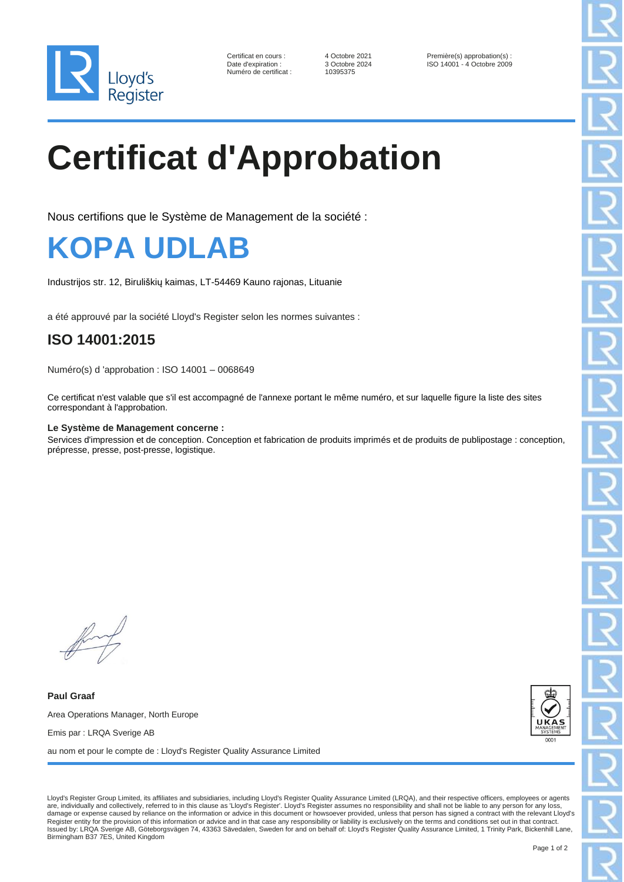Lloyd's Register

Certificat en cours : 4 Octobre 2021
Date d'expiration : 3 Octobre 2024
Numéro de certificat : 10395375

Première(s) approbation(s) :
ISO 14001 - 4 Octobre 2009

# Certificat d'Approbation

Nous certifions que le Système de Management de la société :

## KOPA UDLAB

Industrijos str. 12, Biruliškių kaimas, LT-54469 Kauno rajonas, Lituanie

a été approuvé par la société Lloyd's Register selon les normes suivantes :

### ISO 14001:2015

Numéro(s) d 'approbation : ISO 14001 – 0068649

Ce certificat n'est valable que s'il est accompagné de l'annexe portant le même numéro, et sur laquelle figure la liste des sites correspondant à l'approbation.

**Le Système de Management concerne :**
Services d'impression et de conception. Conception et fabrication de produits imprimés et de produits de publipostage : conception, prépresse, presse, post-presse, logistique.

**Paul Graaf**

Area Operations Manager, North Europe

Emis par : LRQA Sverige AB

au nom et pour le compte de : Lloyd's Register Quality Assurance Limited

UKAS MANAGEMENT SYSTEMS 0001

Lloyd's Register Group Limited, its affiliates and subsidiaries, including Lloyd's Register Quality Assurance Limited (LRQA), and their respective officers, employees or agents are, individually and collectively, referred to in this clause as 'Lloyd's Register'. Lloyd's Register assumes no responsibility and shall not be liable to any person for any loss, damage or expense caused by reliance on the information or advice in this document or howsoever provided, unless that person has signed a contract with the relevant Lloyd's Register entity for the provision of this information or advice and in that case any responsibility or liability is exclusively on the terms and conditions set out in that contract.
Issued by: LRQA Sverige AB, Göteborgsvägen 74, 43363 Sävedalen, Sweden for and on behalf of: Lloyd's Register Quality Assurance Limited, 1 Trinity Park, Bickenhill Lane, Birmingham B37 7ES, United Kingdom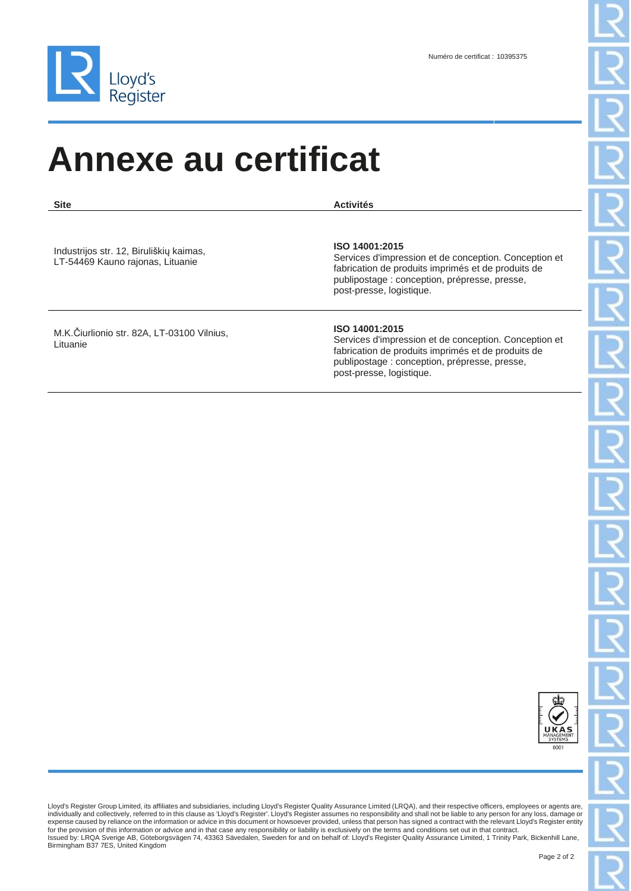Numéro de certificat : 10395375

# Annexe au certificat

| Site | Activités |
| --- | --- |
| Industrijos str. 12, Biruliškių kaimas, LT-54469 Kauno rajonas, Lituanie | **ISO 14001:2015** Services d'impression et de conception. Conception et fabrication de produits imprimés et de produits de publipostage : conception, prépresse, presse, post-presse, logistique. |
| M.K.Čiurlionio str. 82A, LT-03100 Vilnius, Lituanie | **ISO 14001:2015** Services d'impression et de conception. Conception et fabrication de produits imprimés et de produits de publipostage : conception, prépresse, presse, post-presse, logistique. |

UKAS MANAGEMENT SYSTEMS 0001

Lloyd's Register Group Limited, its affiliates and subsidiaries, including Lloyd's Register Quality Assurance Limited (LRQA), and their respective officers, employees or agents are, individually and collectively, referred to in this clause as 'Lloyd's Register'. Lloyd's Register assumes no responsibility and shall not be liable to any person for any loss, damage or expense caused by reliance on the information or advice in this document or howsoever provided, unless that person has signed a contract with the relevant Lloyd's Register entity for the provision of this information or advice and in that case any responsibility or liability is exclusively on the terms and conditions set out in that contract.
Issued by: LRQA Sverige AB, Göteborgsvägen 74, 43363 Sävedalen, Sweden for and on behalf of: Lloyd's Register Quality Assurance Limited, 1 Trinity Park, Bickenhill Lane, Birmingham B37 7ES, United Kingdom